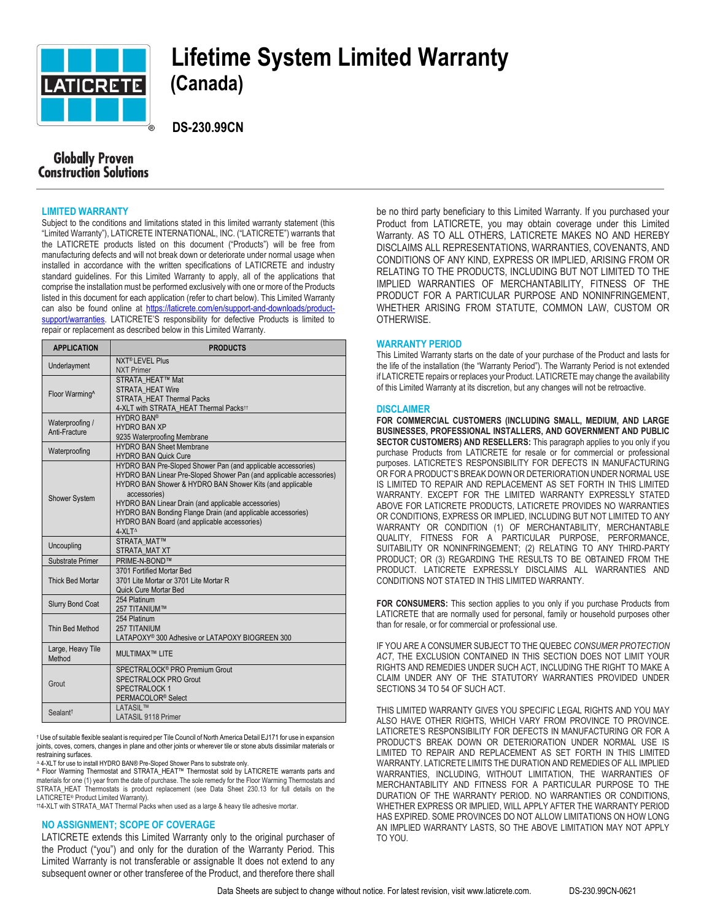# Lifetime System Limited Warranty (Canada)

**DS-230.99CN**

Globally Proven Construction Solutions

## LIMITED WARRANTY

Subject to the conditions and limitations stated in this limited warranty statement (this "Limited Warranty"), LATICRETE INTERNATIONAL, INC. ("LATICRETE") warrants that the LATICRETE products listed on this document ("Products") will be free from manufacturing defects and will not break down or deteriorate under normal usage when installed in accordance with the written specifications of LATICRETE and industry standard guidelines. For this Limited Warranty to apply, all of the applications that comprise the installation must be performed exclusively with one or more of the Products listed in this document for each application (refer to chart below). This Limited Warranty can also be found online at https://laticrete.com/en/support-and-downloads/product-support/warranties. LATICRETE'S responsibility for defective Products is limited to repair or replacement as described below in this Limited Warranty.

| APPLICATION | PRODUCTS |
|---|---|
| Underlayment | NXT® LEVEL Plus<br>NXT Primer |
| Floor Warming^ | STRATA_HEAT™ Mat<br>STRATA_HEAT Wire<br>STRATA_HEAT Thermal Packs<br>4-XLT with STRATA_HEAT Thermal Packs†† |
| Waterproofing / Anti-Fracture | HYDRO BAN®<br>HYDRO BAN XP<br>9235 Waterproofing Membrane |
| Waterproofing | HYDRO BAN Sheet Membrane<br>HYDRO BAN Quick Cure |
| Shower System | HYDRO BAN Pre-Sloped Shower Pan (and applicable accessories)<br>HYDRO BAN Linear Pre-Sloped Shower Pan (and applicable accessories)<br>HYDRO BAN Shower & HYDRO BAN Shower Kits (and applicable accessories)<br>HYDRO BAN Linear Drain (and applicable accessories)<br>HYDRO BAN Bonding Flange Drain (and applicable accessories)<br>HYDRO BAN Board (and applicable accessories)<br>4-XLT^Δ |
| Uncoupling | STRATA_MAT™<br>STRATA_MAT XT |
| Substrate Primer | PRIME-N-BOND™ |
| Thick Bed Mortar | 3701 Fortified Mortar Bed<br>3701 Lite Mortar or 3701 Lite Mortar R<br>Quick Cure Mortar Bed |
| Slurry Bond Coat | 254 Platinum<br>257 TITANIUM™ |
| Thin Bed Method | 254 Platinum<br>257 TITANIUM<br>LATAPOXY® 300 Adhesive or LATAPOXY BIOGREEN 300 |
| Large, Heavy Tile Method | MULTIMAX™ LITE |
| Grout | SPECTRALOCK® PRO Premium Grout<br>SPECTRALOCK PRO Grout<br>SPECTRALOCK 1<br>PERMACOLOR® Select |
| Sealant† | LATASIL™<br>LATASIL 9118 Primer |

† Use of suitable flexible sealant is required per Tile Council of North America Detail EJ171 for use in expansion joints, coves, corners, changes in plane and other joints or wherever tile or stone abuts dissimilar materials or restraining surfaces.

Δ 4-XLT for use to install HYDRO BAN® Pre-Sloped Shower Pans to substrate only.

^ Floor Warming Thermostat and STRATA_HEAT™ Thermostat sold by LATICRETE warrants parts and materials for one (1) year from the date of purchase. The sole remedy for the Floor Warming Thermostats and STRATA_HEAT Thermostats is product replacement (see Data Sheet 230.13 for full details on the LATICRETE® Product Limited Warranty).

††4-XLT with STRATA_MAT Thermal Packs when used as a large & heavy tile adhesive mortar.

## NO ASSIGNMENT; SCOPE OF COVERAGE

LATICRETE extends this Limited Warranty only to the original purchaser of the Product ("you") and only for the duration of the Warranty Period. This Limited Warranty is not transferable or assignable It does not extend to any subsequent owner or other transferee of the Product, and therefore there shall be no third party beneficiary to this Limited Warranty. If you purchased your Product from LATICRETE, you may obtain coverage under this Limited Warranty. AS TO ALL OTHERS, LATICRETE MAKES NO AND HEREBY DISCLAIMS ALL REPRESENTATIONS, WARRANTIES, COVENANTS, AND CONDITIONS OF ANY KIND, EXPRESS OR IMPLIED, ARISING FROM OR RELATING TO THE PRODUCTS, INCLUDING BUT NOT LIMITED TO THE IMPLIED WARRANTIES OF MERCHANTABILITY, FITNESS OF THE PRODUCT FOR A PARTICULAR PURPOSE AND NONINFRINGEMENT, WHETHER ARISING FROM STATUTE, COMMON LAW, CUSTOM OR OTHERWISE.

## WARRANTY PERIOD

This Limited Warranty starts on the date of your purchase of the Product and lasts for the life of the installation (the "Warranty Period"). The Warranty Period is not extended if LATICRETE repairs or replaces your Product. LATICRETE may change the availability of this Limited Warranty at its discretion, but any changes will not be retroactive.

## DISCLAIMER

**FOR COMMERCIAL CUSTOMERS (INCLUDING SMALL, MEDIUM, AND LARGE BUSINESSES, PROFESSIONAL INSTALLERS, AND GOVERNMENT AND PUBLIC SECTOR CUSTOMERS) AND RESELLERS:** This paragraph applies to you only if you purchase Products from LATICRETE for resale or for commercial or professional purposes. LATICRETE'S RESPONSIBILITY FOR DEFECTS IN MANUFACTURING OR FOR A PRODUCT'S BREAK DOWN OR DETERIORATION UNDER NORMAL USE IS LIMITED TO REPAIR AND REPLACEMENT AS SET FORTH IN THIS LIMITED WARRANTY. EXCEPT FOR THE LIMITED WARRANTY EXPRESSLY STATED ABOVE FOR LATICRETE PRODUCTS, LATICRETE PROVIDES NO WARRANTIES OR CONDITIONS, EXPRESS OR IMPLIED, INCLUDING BUT NOT LIMITED TO ANY WARRANTY OR CONDITION (1) OF MERCHANTABILITY, MERCHANTABLE QUALITY, FITNESS FOR A PARTICULAR PURPOSE, PERFORMANCE, SUITABILITY OR NONINFRINGEMENT; (2) RELATING TO ANY THIRD-PARTY PRODUCT; OR (3) REGARDING THE RESULTS TO BE OBTAINED FROM THE PRODUCT. LATICRETE EXPRESSLY DISCLAIMS ALL WARRANTIES AND CONDITIONS NOT STATED IN THIS LIMITED WARRANTY.

**FOR CONSUMERS:** This section applies to you only if you purchase Products from LATICRETE that are normally used for personal, family or household purposes other than for resale, or for commercial or professional use.

IF YOU ARE A CONSUMER SUBJECT TO THE QUEBEC *CONSUMER PROTECTION ACT*, THE EXCLUSION CONTAINED IN THIS SECTION DOES NOT LIMIT YOUR RIGHTS AND REMEDIES UNDER SUCH ACT, INCLUDING THE RIGHT TO MAKE A CLAIM UNDER ANY OF THE STATUTORY WARRANTIES PROVIDED UNDER SECTIONS 34 TO 54 OF SUCH ACT.

THIS LIMITED WARRANTY GIVES YOU SPECIFIC LEGAL RIGHTS AND YOU MAY ALSO HAVE OTHER RIGHTS, WHICH VARY FROM PROVINCE TO PROVINCE. LATICRETE'S RESPONSIBILITY FOR DEFECTS IN MANUFACTURING OR FOR A PRODUCT'S BREAK DOWN OR DETERIORATION UNDER NORMAL USE IS LIMITED TO REPAIR AND REPLACEMENT AS SET FORTH IN THIS LIMITED WARRANTY. LATICRETE LIMITS THE DURATION AND REMEDIES OF ALL IMPLIED WARRANTIES, INCLUDING, WITHOUT LIMITATION, THE WARRANTIES OF MERCHANTABILITY AND FITNESS FOR A PARTICULAR PURPOSE TO THE DURATION OF THE WARRANTY PERIOD. NO WARRANTIES OR CONDITIONS, WHETHER EXPRESS OR IMPLIED, WILL APPLY AFTER THE WARRANTY PERIOD HAS EXPIRED. SOME PROVINCES DO NOT ALLOW LIMITATIONS ON HOW LONG AN IMPLIED WARRANTY LASTS, SO THE ABOVE LIMITATION MAY NOT APPLY TO YOU.

Data Sheets are subject to change without notice. For latest revision, visit www.laticrete.com.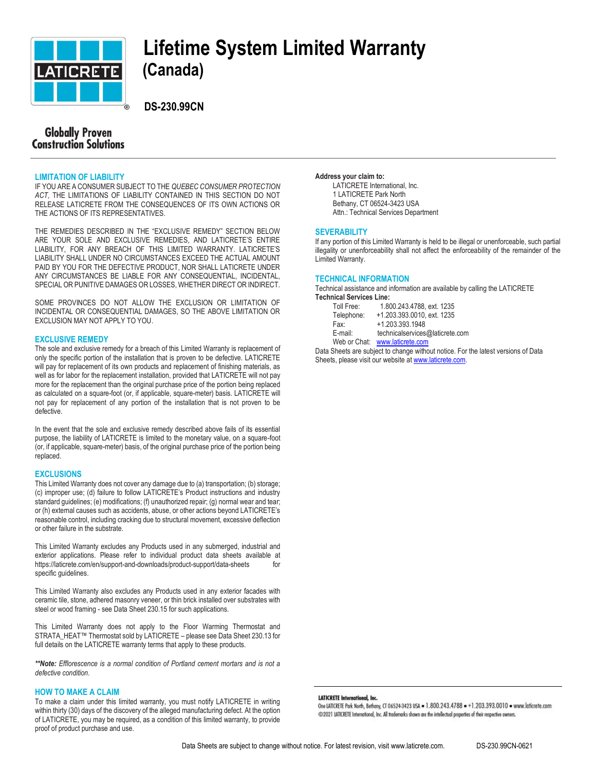# Lifetime System Limited Warranty (Canada)

**DS-230.99CN**

Globally Proven Construction Solutions

## LIMITATION OF LIABILITY

IF YOU ARE A CONSUMER SUBJECT TO THE *QUEBEC CONSUMER PROTECTION ACT,* THE LIMITATIONS OF LIABILITY CONTAINED IN THIS SECTION DO NOT RELEASE LATICRETE FROM THE CONSEQUENCES OF ITS OWN ACTIONS OR THE ACTIONS OF ITS REPRESENTATIVES.

THE REMEDIES DESCRIBED IN THE "EXCLUSIVE REMEDY" SECTION BELOW ARE YOUR SOLE AND EXCLUSIVE REMEDIES, AND LATICRETE'S ENTIRE LIABILITY, FOR ANY BREACH OF THIS LIMITED WARRANTY. LATICRETE'S LIABILITY SHALL UNDER NO CIRCUMSTANCES EXCEED THE ACTUAL AMOUNT PAID BY YOU FOR THE DEFECTIVE PRODUCT, NOR SHALL LATICRETE UNDER ANY CIRCUMSTANCES BE LIABLE FOR ANY CONSEQUENTIAL, INCIDENTAL, SPECIAL OR PUNITIVE DAMAGES OR LOSSES, WHETHER DIRECT OR INDIRECT.

SOME PROVINCES DO NOT ALLOW THE EXCLUSION OR LIMITATION OF INCIDENTAL OR CONSEQUENTIAL DAMAGES, SO THE ABOVE LIMITATION OR EXCLUSION MAY NOT APPLY TO YOU.

## EXCLUSIVE REMEDY

The sole and exclusive remedy for a breach of this Limited Warranty is replacement of only the specific portion of the installation that is proven to be defective. LATICRETE will pay for replacement of its own products and replacement of finishing materials, as well as for labor for the replacement installation, provided that LATICRETE will not pay more for the replacement than the original purchase price of the portion being replaced as calculated on a square-foot (or, if applicable, square-meter) basis. LATICRETE will not pay for replacement of any portion of the installation that is not proven to be defective.

In the event that the sole and exclusive remedy described above fails of its essential purpose, the liability of LATICRETE is limited to the monetary value, on a square-foot (or, if applicable, square-meter) basis, of the original purchase price of the portion being replaced.

## EXCLUSIONS

This Limited Warranty does not cover any damage due to (a) transportation; (b) storage; (c) improper use; (d) failure to follow LATICRETE's Product instructions and industry standard guidelines; (e) modifications; (f) unauthorized repair; (g) normal wear and tear; or (h) external causes such as accidents, abuse, or other actions beyond LATICRETE's reasonable control, including cracking due to structural movement, excessive deflection or other failure in the substrate.

This Limited Warranty excludes any Products used in any submerged, industrial and exterior applications. Please refer to individual product data sheets available at https://laticrete.com/en/support-and-downloads/product-support/data-sheets for specific guidelines.

This Limited Warranty also excludes any Products used in any exterior facades with ceramic tile, stone, adhered masonry veneer, or thin brick installed over substrates with steel or wood framing - see Data Sheet 230.15 for such applications.

This Limited Warranty does not apply to the Floor Warming Thermostat and STRATA_HEAT™ Thermostat sold by LATICRETE – please see Data Sheet 230.13 for full details on the LATICRETE warranty terms that apply to these products.

***Note:** Efflorescence is a normal condition of Portland cement mortars and is not a defective condition.*

## HOW TO MAKE A CLAIM

To make a claim under this limited warranty, you must notify LATICRETE in writing within thirty (30) days of the discovery of the alleged manufacturing defect. At the option of LATICRETE, you may be required, as a condition of this limited warranty, to provide proof of product purchase and use.

**Address your claim to:**

LATICRETE International, Inc.
1 LATICRETE Park North
Bethany, CT 06524-3423 USA
Attn.: Technical Services Department

## SEVERABILITY

If any portion of this Limited Warranty is held to be illegal or unenforceable, such partial illegality or unenforceability shall not affect the enforceability of the remainder of the Limited Warranty.

## TECHNICAL INFORMATION

Technical assistance and information are available by calling the LATICRETE **Technical Services Line:**

| | |
|---|---|
| Toll Free: | 1.800.243.4788, ext. 1235 |
| Telephone: | +1.203.393.0010, ext. 1235 |
| Fax: | +1.203.393.1948 |
| E-mail: | technicalservices@laticrete.com |
| Web or Chat: | www.laticrete.com |

Data Sheets are subject to change without notice. For the latest versions of Data Sheets, please visit our website at www.laticrete.com.

**LATICRETE International, Inc.**
One LATICRETE Park North, Bethany, CT 06524-3423 USA ▪ 1.800.243.4788 ▪ +1.203.393.0010 ▪ www.laticrete.com
©2021 LATICRETE International, Inc. All trademarks shown are the intellectual properties of their respective owners.

Data Sheets are subject to change without notice. For latest revision, visit www.laticrete.com. DS-230.99CN-0621